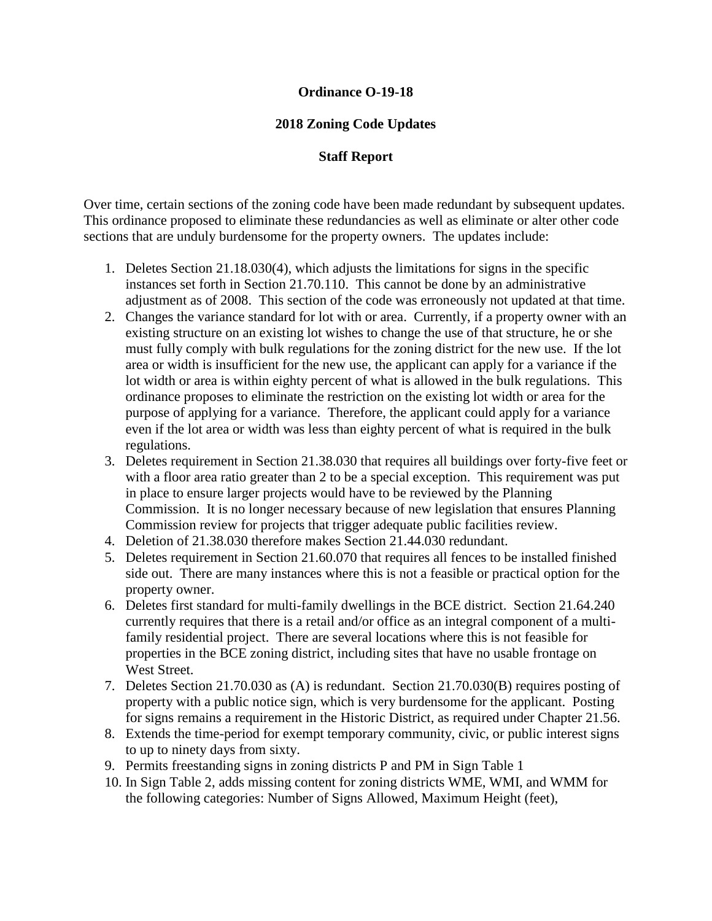**Ordinance O-19-18**

**2018 Zoning Code Updates**

**Staff Report**

Over time, certain sections of the zoning code have been made redundant by subsequent updates. This ordinance proposed to eliminate these redundancies as well as eliminate or alter other code sections that are unduly burdensome for the property owners. The updates include:

1. Deletes Section 21.18.030(4), which adjusts the limitations for signs in the specific instances set forth in Section 21.70.110. This cannot be done by an administrative adjustment as of 2008. This section of the code was erroneously not updated at that time.
2. Changes the variance standard for lot with or area. Currently, if a property owner with an existing structure on an existing lot wishes to change the use of that structure, he or she must fully comply with bulk regulations for the zoning district for the new use. If the lot area or width is insufficient for the new use, the applicant can apply for a variance if the lot width or area is within eighty percent of what is allowed in the bulk regulations. This ordinance proposes to eliminate the restriction on the existing lot width or area for the purpose of applying for a variance. Therefore, the applicant could apply for a variance even if the lot area or width was less than eighty percent of what is required in the bulk regulations.
3. Deletes requirement in Section 21.38.030 that requires all buildings over forty-five feet or with a floor area ratio greater than 2 to be a special exception. This requirement was put in place to ensure larger projects would have to be reviewed by the Planning Commission. It is no longer necessary because of new legislation that ensures Planning Commission review for projects that trigger adequate public facilities review.
4. Deletion of 21.38.030 therefore makes Section 21.44.030 redundant.
5. Deletes requirement in Section 21.60.070 that requires all fences to be installed finished side out. There are many instances where this is not a feasible or practical option for the property owner.
6. Deletes first standard for multi-family dwellings in the BCE district. Section 21.64.240 currently requires that there is a retail and/or office as an integral component of a multi-family residential project. There are several locations where this is not feasible for properties in the BCE zoning district, including sites that have no usable frontage on West Street.
7. Deletes Section 21.70.030 as (A) is redundant. Section 21.70.030(B) requires posting of property with a public notice sign, which is very burdensome for the applicant. Posting for signs remains a requirement in the Historic District, as required under Chapter 21.56.
8. Extends the time-period for exempt temporary community, civic, or public interest signs to up to ninety days from sixty.
9. Permits freestanding signs in zoning districts P and PM in Sign Table 1
10. In Sign Table 2, adds missing content for zoning districts WME, WMI, and WMM for the following categories: Number of Signs Allowed, Maximum Height (feet),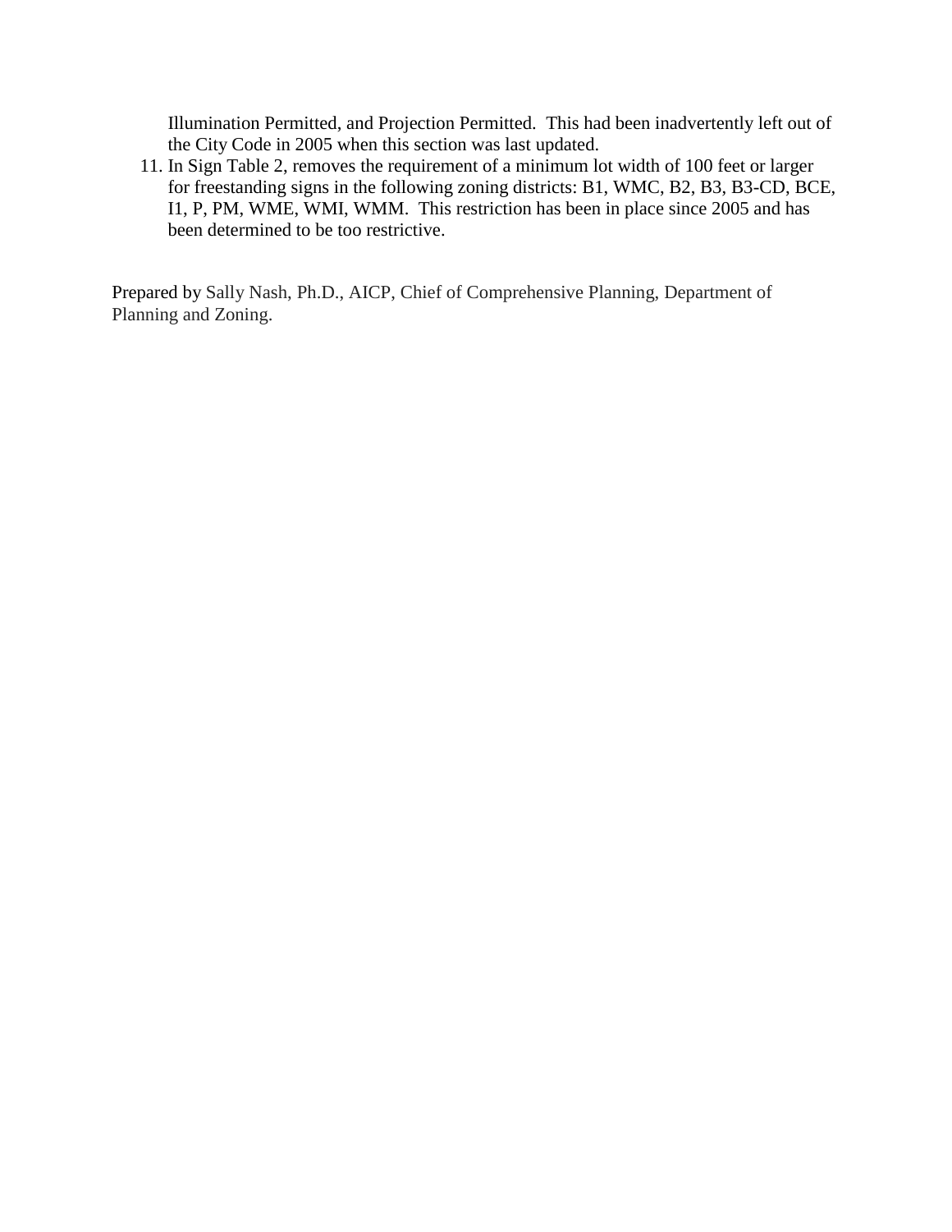Illumination Permitted, and Projection Permitted. This had been inadvertently left out of the City Code in 2005 when this section was last updated.

11. In Sign Table 2, removes the requirement of a minimum lot width of 100 feet or larger for freestanding signs in the following zoning districts: B1, WMC, B2, B3, B3-CD, BCE, I1, P, PM, WME, WMI, WMM. This restriction has been in place since 2005 and has been determined to be too restrictive.

Prepared by Sally Nash, Ph.D., AICP, Chief of Comprehensive Planning, Department of Planning and Zoning.